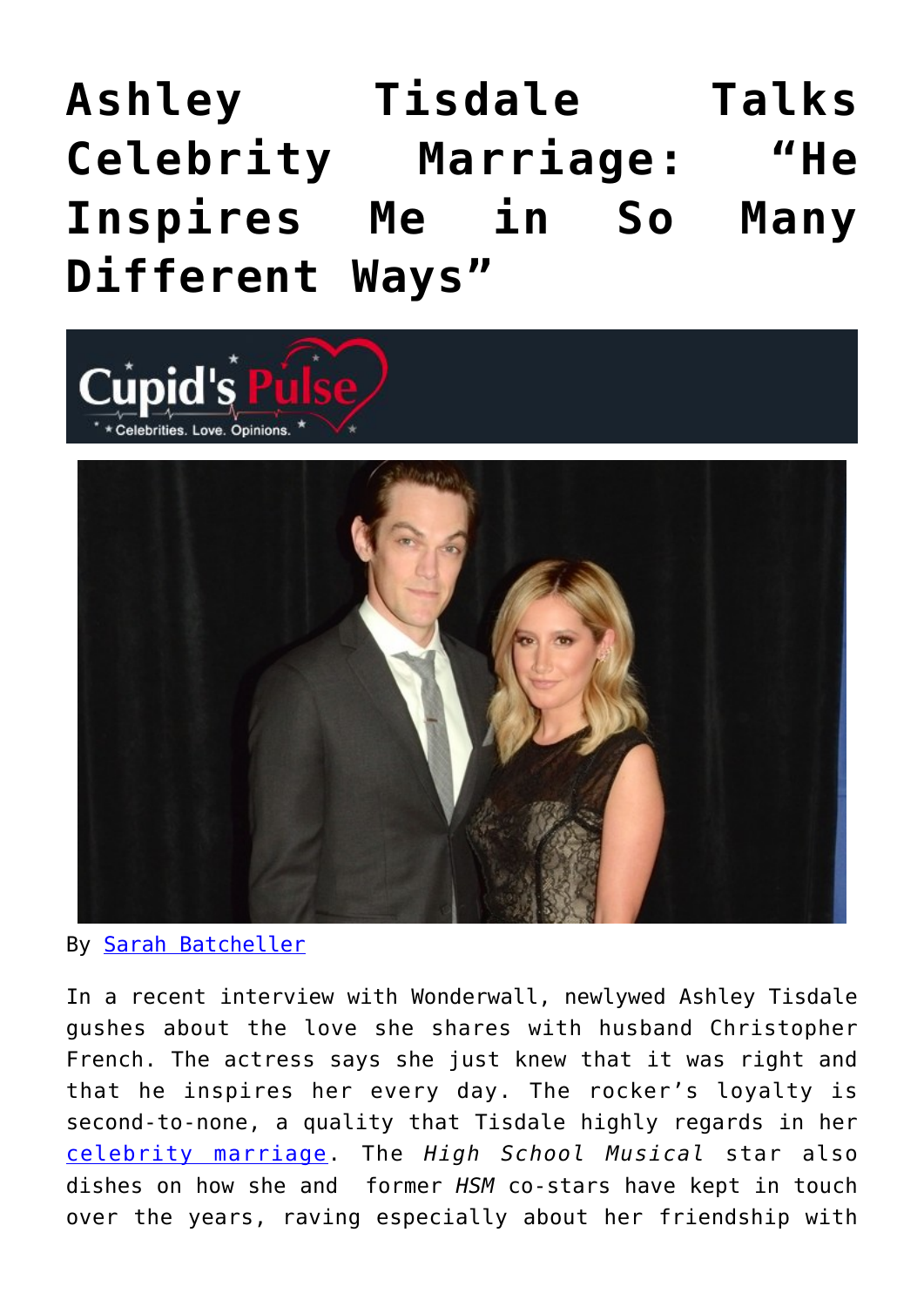# Ashley Tisdale Talks Celebrity Marriage: "He Inspires Me in So Many Different Ways"

By Sarah Batcheller

In a recent interview with Wonderwall, newlywed Ashley Tisdale gushes about the love she shares with husband Christopher French. The actress says she just knew that it was right and that he inspires her every day. The rocker's loyalty is second-to-none, a quality that Tisdale highly regards in her celebrity marriage. The *High School Musical* star also dishes on how she and former *HSM* co-stars have kept in touch over the years, raving especially about her friendship with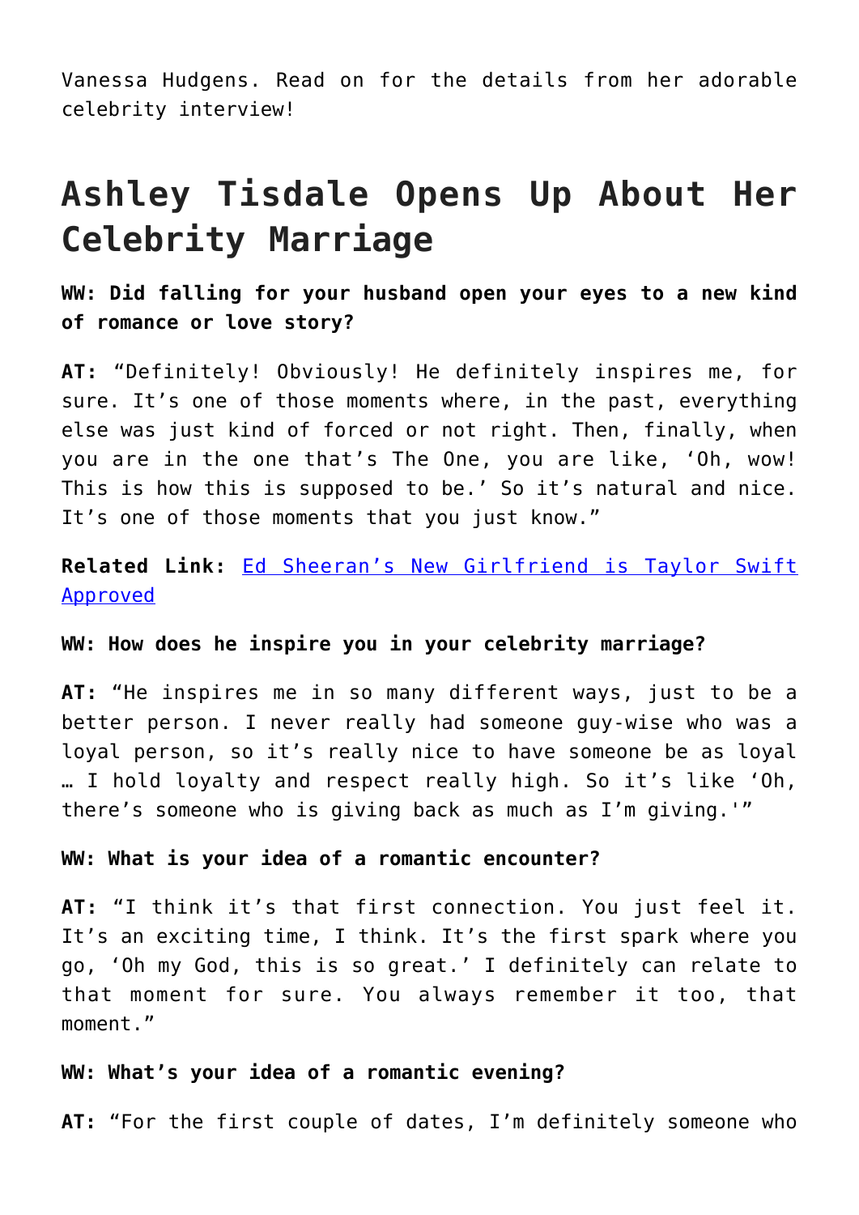Vanessa Hudgens. Read on for the details from her adorable celebrity interview!

## Ashley Tisdale Opens Up About Her Celebrity Marriage

**WW: Did falling for your husband open your eyes to a new kind of romance or love story?**

**AT:** "Definitely! Obviously! He definitely inspires me, for sure. It's one of those moments where, in the past, everything else was just kind of forced or not right. Then, finally, when you are in the one that's The One, you are like, 'Oh, wow! This is how this is supposed to be.' So it's natural and nice. It's one of those moments that you just know."

**Related Link:** Ed Sheeran's New Girlfriend is Taylor Swift Approved

**WW: How does he inspire you in your celebrity marriage?**

**AT:** "He inspires me in so many different ways, just to be a better person. I never really had someone guy-wise who was a loyal person, so it's really nice to have someone be as loyal … I hold loyalty and respect really high. So it's like 'Oh, there's someone who is giving back as much as I'm giving.'"

**WW: What is your idea of a romantic encounter?**

**AT:** "I think it's that first connection. You just feel it. It's an exciting time, I think. It's the first spark where you go, 'Oh my God, this is so great.' I definitely can relate to that moment for sure. You always remember it too, that moment."

**WW: What's your idea of a romantic evening?**

**AT:** "For the first couple of dates, I'm definitely someone who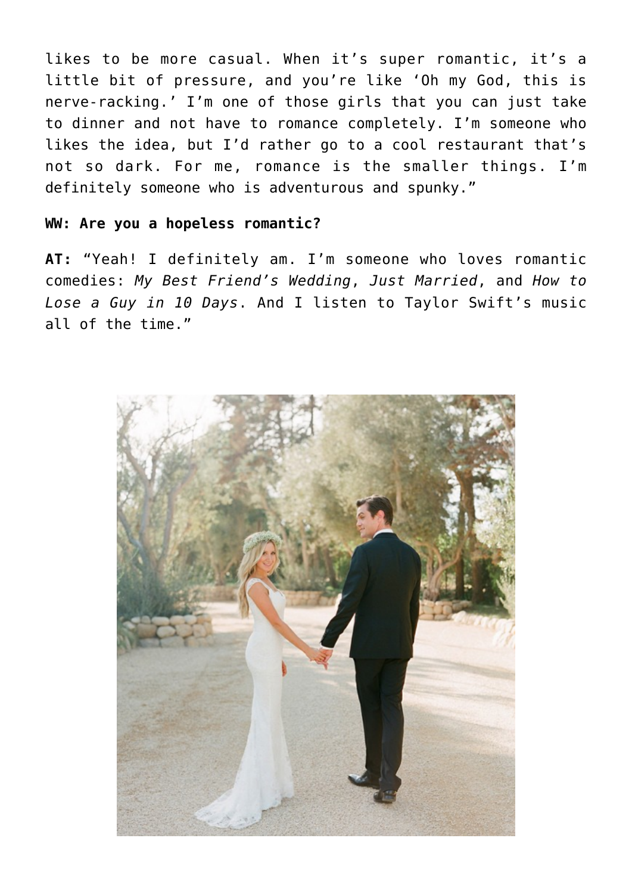likes to be more casual. When it's super romantic, it's a little bit of pressure, and you're like 'Oh my God, this is nerve-racking.' I'm one of those girls that you can just take to dinner and not have to romance completely. I'm someone who likes the idea, but I'd rather go to a cool restaurant that's not so dark. For me, romance is the smaller things. I'm definitely someone who is adventurous and spunky."

**WW: Are you a hopeless romantic?**

**AT:** "Yeah! I definitely am. I'm someone who loves romantic comedies: *My Best Friend's Wedding*, *Just Married*, and *How to Lose a Guy in 10 Days*. And I listen to Taylor Swift's music all of the time."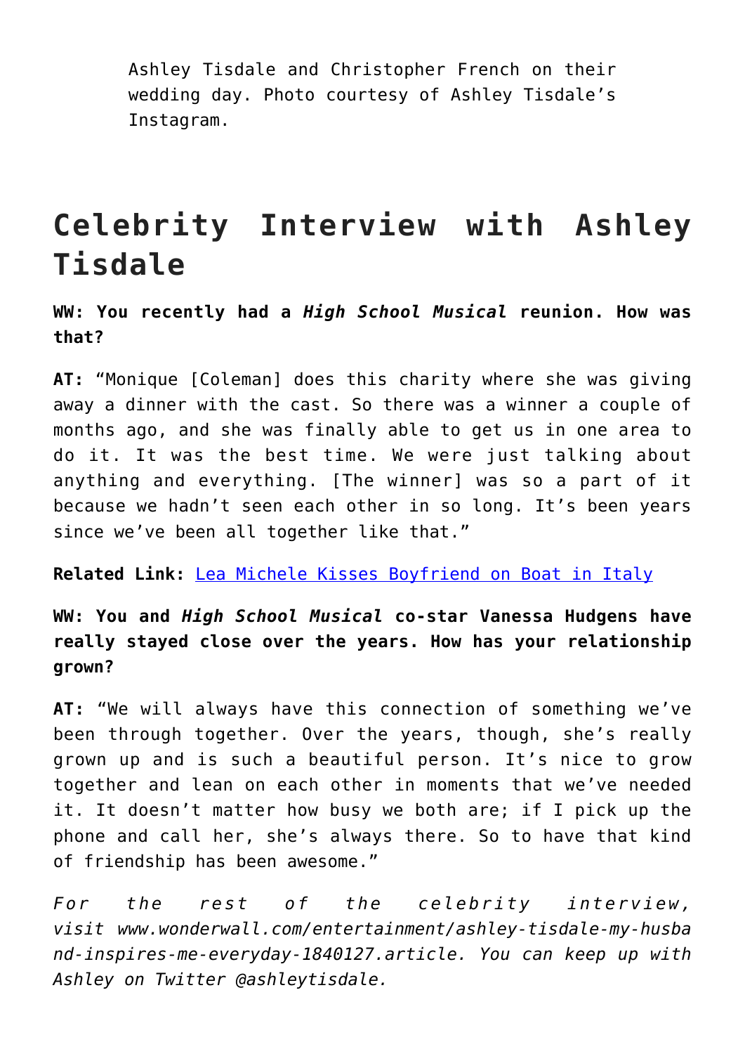Ashley Tisdale and Christopher French on their wedding day. Photo courtesy of Ashley Tisdale's Instagram.

## Celebrity Interview with Ashley Tisdale

**WW: You recently had a *High School Musical* reunion. How was that?**

**AT:** "Monique [Coleman] does this charity where she was giving away a dinner with the cast. So there was a winner a couple of months ago, and she was finally able to get us in one area to do it. It was the best time. We were just talking about anything and everything. [The winner] was so a part of it because we hadn't seen each other in so long. It's been years since we've been all together like that."

**Related Link:** Lea Michele Kisses Boyfriend on Boat in Italy

**WW: You and *High School Musical* co-star Vanessa Hudgens have really stayed close over the years. How has your relationship grown?**

**AT:** "We will always have this connection of something we've been through together. Over the years, though, she's really grown up and is such a beautiful person. It's nice to grow together and lean on each other in moments that we've needed it. It doesn't matter how busy we both are; if I pick up the phone and call her, she's always there. So to have that kind of friendship has been awesome."

*For the rest of the celebrity interview, visit www.wonderwall.com/entertainment/ashley-tisdale-my-husband-inspires-me-everyday-1840127.article. You can keep up with Ashley on Twitter @ashleytisdale.*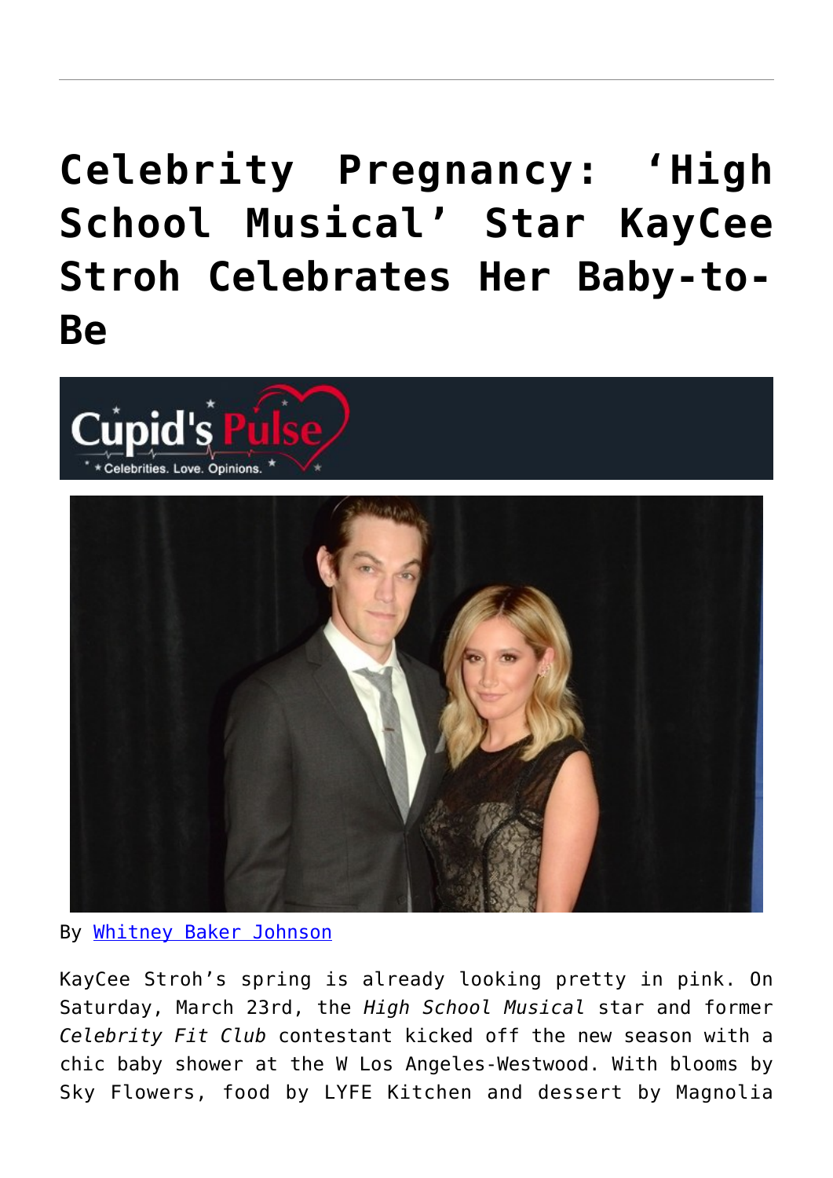# Celebrity Pregnancy: 'High School Musical' Star KayCee Stroh Celebrates Her Baby-to-Be

By Whitney Baker Johnson

KayCee Stroh's spring is already looking pretty in pink. On Saturday, March 23rd, the *High School Musical* star and former *Celebrity Fit Club* contestant kicked off the new season with a chic baby shower at the W Los Angeles-Westwood. With blooms by Sky Flowers, food by LYFE Kitchen and dessert by Magnolia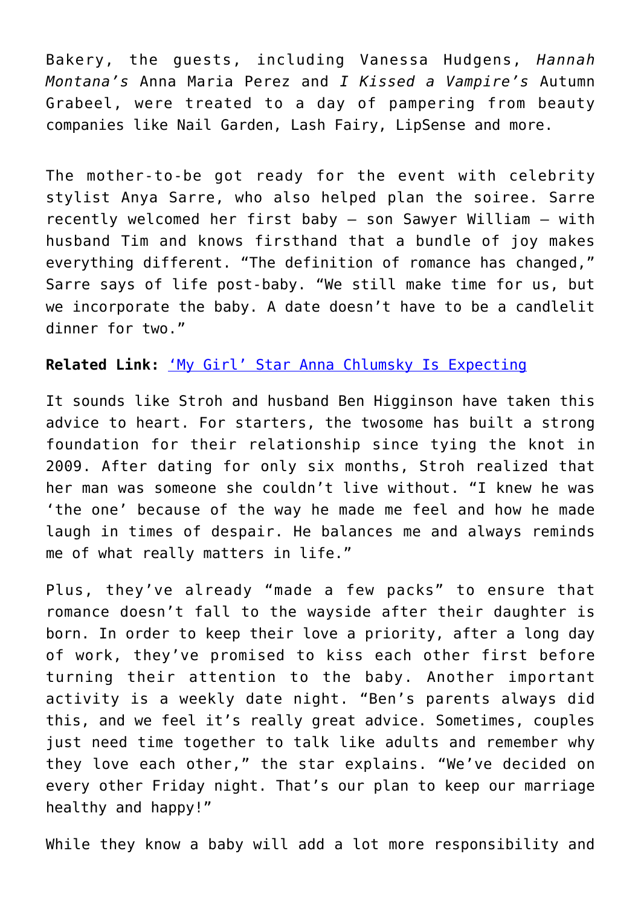Bakery, the guests, including Vanessa Hudgens, *Hannah Montana's* Anna Maria Perez and *I Kissed a Vampire's* Autumn Grabeel, were treated to a day of pampering from beauty companies like Nail Garden, Lash Fairy, LipSense and more.

The mother-to-be got ready for the event with celebrity stylist Anya Sarre, who also helped plan the soiree. Sarre recently welcomed her first baby – son Sawyer William – with husband Tim and knows firsthand that a bundle of joy makes everything different. "The definition of romance has changed," Sarre says of life post-baby. "We still make time for us, but we incorporate the baby. A date doesn't have to be a candlelit dinner for two."

**Related Link:** ['My Girl' Star Anna Chlumsky Is Expecting]()

It sounds like Stroh and husband Ben Higginson have taken this advice to heart. For starters, the twosome has built a strong foundation for their relationship since tying the knot in 2009. After dating for only six months, Stroh realized that her man was someone she couldn't live without. "I knew he was 'the one' because of the way he made me feel and how he made laugh in times of despair. He balances me and always reminds me of what really matters in life."

Plus, they've already "made a few packs" to ensure that romance doesn't fall to the wayside after their daughter is born. In order to keep their love a priority, after a long day of work, they've promised to kiss each other first before turning their attention to the baby. Another important activity is a weekly date night. "Ben's parents always did this, and we feel it's really great advice. Sometimes, couples just need time together to talk like adults and remember why they love each other," the star explains. "We've decided on every other Friday night. That's our plan to keep our marriage healthy and happy!"

While they know a baby will add a lot more responsibility and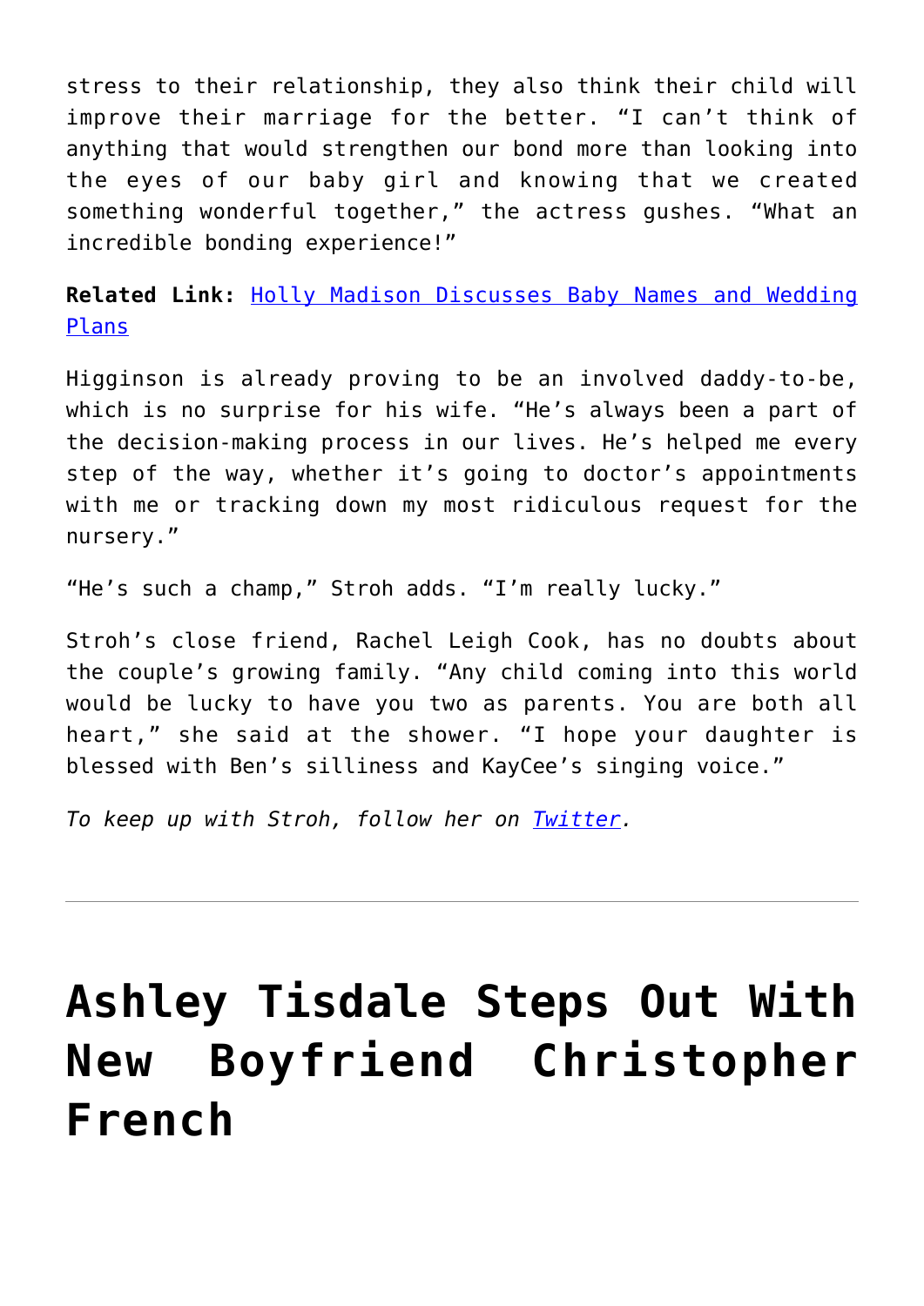stress to their relationship, they also think their child will improve their marriage for the better. "I can't think of anything that would strengthen our bond more than looking into the eyes of our baby girl and knowing that we created something wonderful together," the actress gushes. "What an incredible bonding experience!"

**Related Link:** Holly Madison Discusses Baby Names and Wedding Plans

Higginson is already proving to be an involved daddy-to-be, which is no surprise for his wife. "He's always been a part of the decision-making process in our lives. He's helped me every step of the way, whether it's going to doctor's appointments with me or tracking down my most ridiculous request for the nursery."

"He's such a champ," Stroh adds. "I'm really lucky."

Stroh's close friend, Rachel Leigh Cook, has no doubts about the couple's growing family. "Any child coming into this world would be lucky to have you two as parents. You are both all heart," she said at the shower. "I hope your daughter is blessed with Ben's silliness and KayCee's singing voice."

*To keep up with Stroh, follow her on Twitter.*

---

# Ashley Tisdale Steps Out With New Boyfriend Christopher French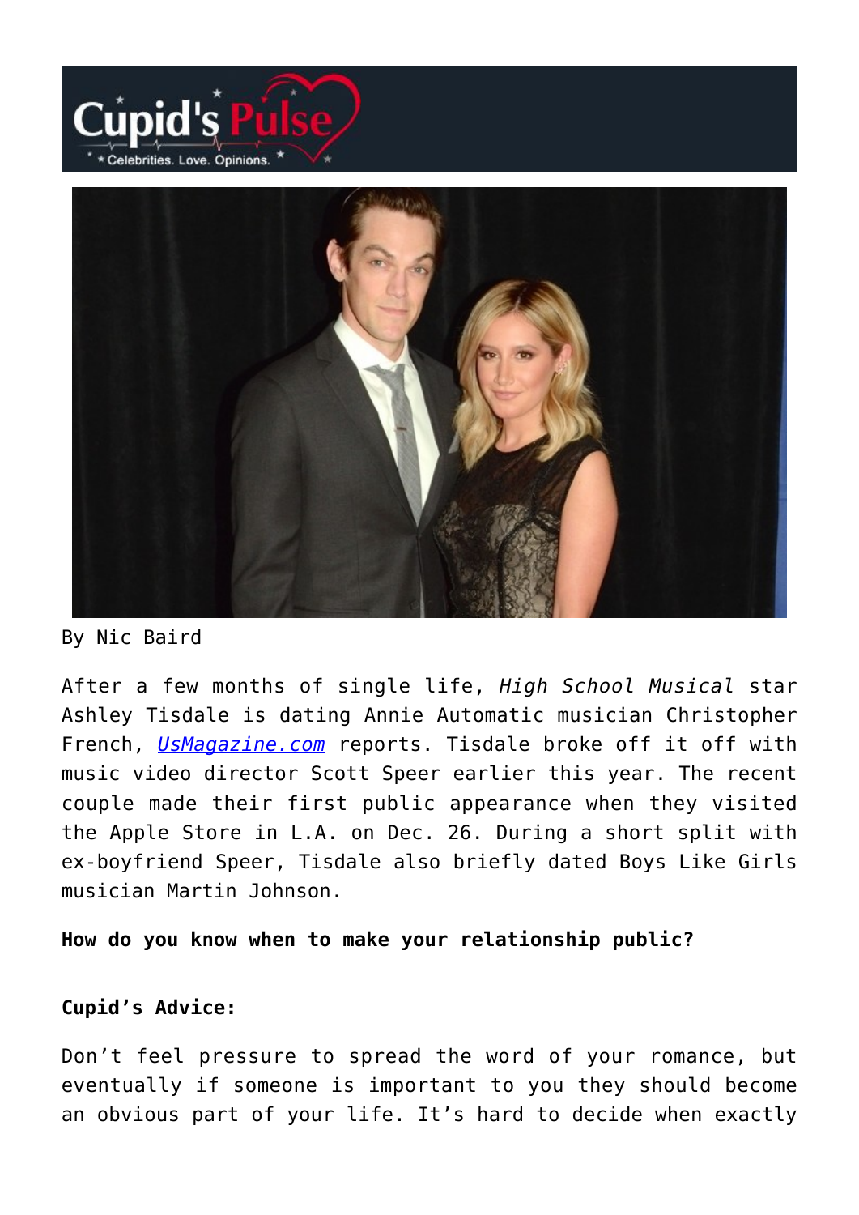By Nic Baird

After a few months of single life, *High School Musical* star Ashley Tisdale is dating Annie Automatic musician Christopher French, *UsMagazine.com* reports. Tisdale broke off it off with music video director Scott Speer earlier this year. The recent couple made their first public appearance when they visited the Apple Store in L.A. on Dec. 26. During a short split with ex-boyfriend Speer, Tisdale also briefly dated Boys Like Girls musician Martin Johnson.

**How do you know when to make your relationship public?**

**Cupid's Advice:**

Don't feel pressure to spread the word of your romance, but eventually if someone is important to you they should become an obvious part of your life. It's hard to decide when exactly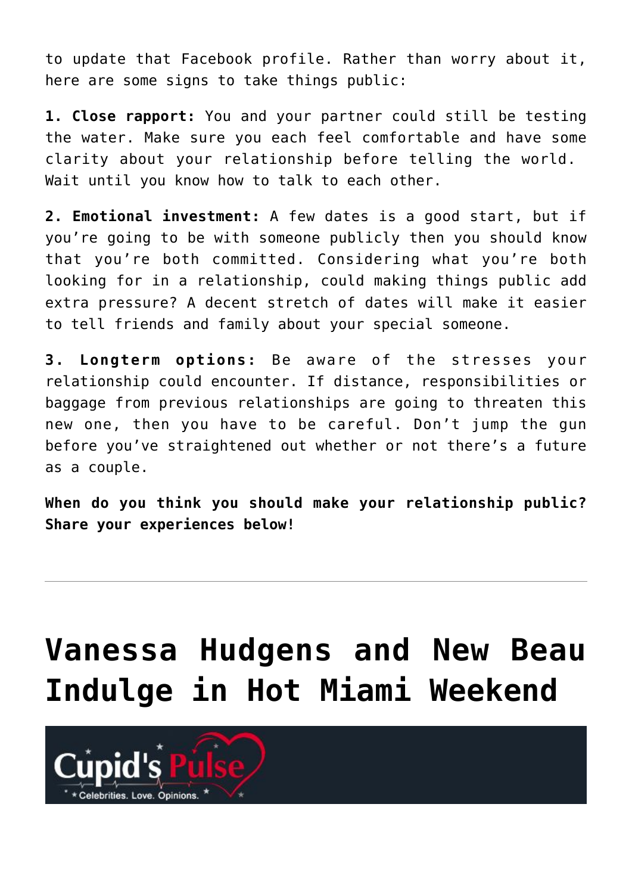to update that Facebook profile. Rather than worry about it, here are some signs to take things public:

**1. Close rapport:** You and your partner could still be testing the water. Make sure you each feel comfortable and have some clarity about your relationship before telling the world. Wait until you know how to talk to each other.

**2. Emotional investment:** A few dates is a good start, but if you're going to be with someone publicly then you should know that you're both committed. Considering what you're both looking for in a relationship, could making things public add extra pressure? A decent stretch of dates will make it easier to tell friends and family about your special someone.

**3. Longterm options:** Be aware of the stresses your relationship could encounter. If distance, responsibilities or baggage from previous relationships are going to threaten this new one, then you have to be careful. Don't jump the gun before you've straightened out whether or not there's a future as a couple.

**When do you think you should make your relationship public? Share your experiences below!**

---

# Vanessa Hudgens and New Beau Indulge in Hot Miami Weekend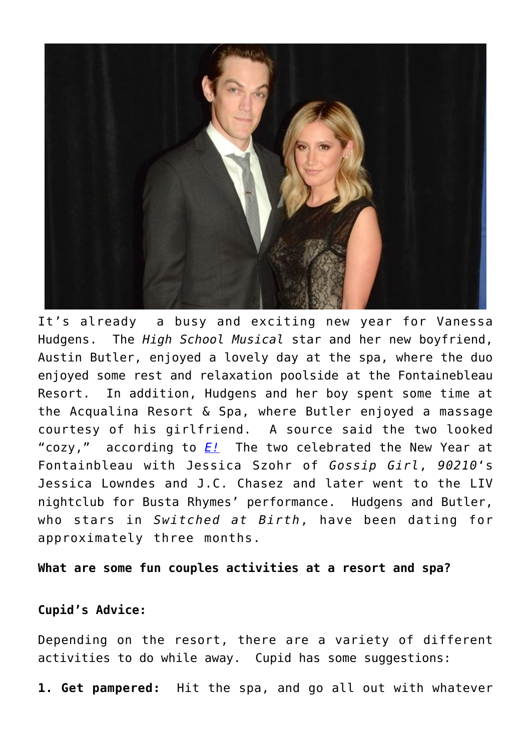It's already a busy and exciting new year for Vanessa Hudgens. The *High School Musical* star and her new boyfriend, Austin Butler, enjoyed a lovely day at the spa, where the duo enjoyed some rest and relaxation poolside at the Fontainebleau Resort. In addition, Hudgens and her boy spent some time at the Acqualina Resort & Spa, where Butler enjoyed a massage courtesy of his girlfriend. A source said the two looked "cozy," according to *E!* The two celebrated the New Year at Fontainbleau with Jessica Szohr of *Gossip Girl*, *90210*'s Jessica Lowndes and J.C. Chasez and later went to the LIV nightclub for Busta Rhymes' performance. Hudgens and Butler, who stars in *Switched at Birth*, have been dating for approximately three months.

**What are some fun couples activities at a resort and spa?**

**Cupid's Advice:**

Depending on the resort, there are a variety of different activities to do while away. Cupid has some suggestions:

**1. Get pampered:** Hit the spa, and go all out with whatever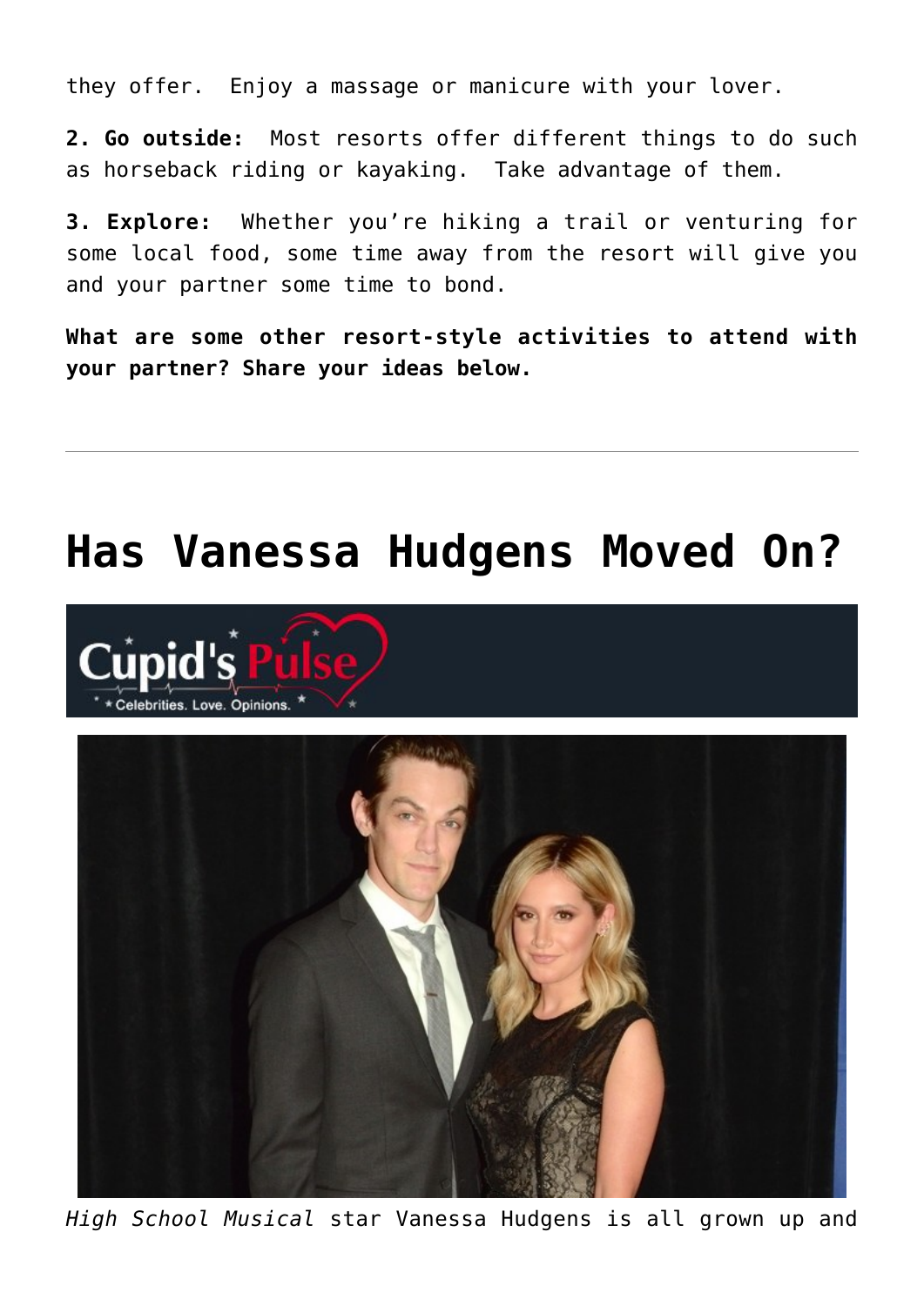they offer. Enjoy a massage or manicure with your lover.

**2. Go outside:** Most resorts offer different things to do such as horseback riding or kayaking. Take advantage of them.

**3. Explore:** Whether you're hiking a trail or venturing for some local food, some time away from the resort will give you and your partner some time to bond.

**What are some other resort-style activities to attend with your partner? Share your ideas below.**

---

# Has Vanessa Hudgens Moved On?

*High School Musical* star Vanessa Hudgens is all grown up and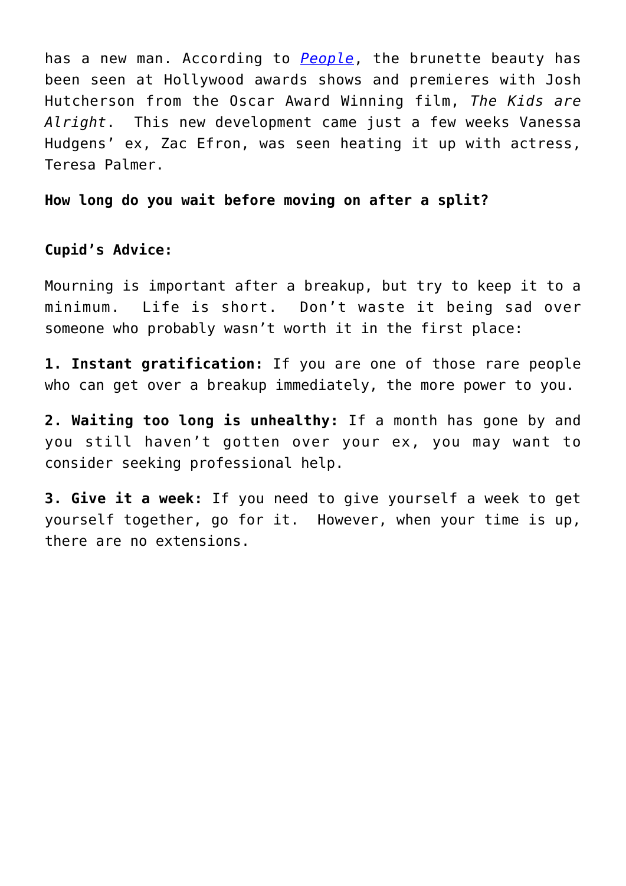has a new man. According to [*People*](), the brunette beauty has been seen at Hollywood awards shows and premieres with Josh Hutcherson from the Oscar Award Winning film, *The Kids are Alright*. This new development came just a few weeks Vanessa Hudgens' ex, Zac Efron, was seen heating it up with actress, Teresa Palmer.

**How long do you wait before moving on after a split?**

**Cupid's Advice:**

Mourning is important after a breakup, but try to keep it to a minimum. Life is short. Don't waste it being sad over someone who probably wasn't worth it in the first place:

**1. Instant gratification:** If you are one of those rare people who can get over a breakup immediately, the more power to you.

**2. Waiting too long is unhealthy:** If a month has gone by and you still haven't gotten over your ex, you may want to consider seeking professional help.

**3. Give it a week:** If you need to give yourself a week to get yourself together, go for it. However, when your time is up, there are no extensions.